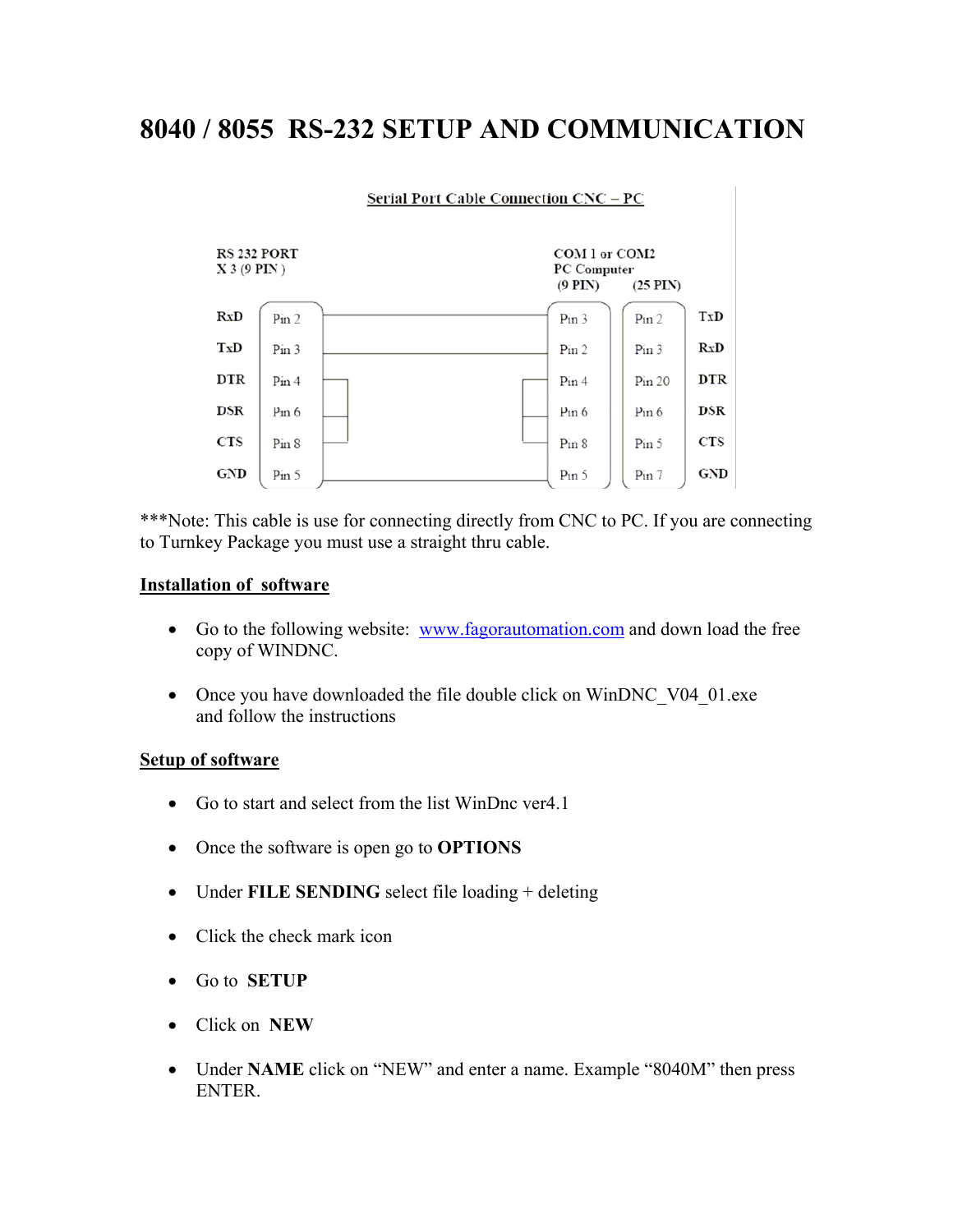# 8040 / 8055 RS-232 SETUP AND COMMUNICATION

Serial Port Cable Connection CNC – PC

| RS 232 PORT X 3 (9 PIN) | | COM 1 or COM2 PC Computer (9 PIN) | (25 PIN) | |
|---|---|---|---|---|
| RxD | Pin 2 | Pin 3 | Pin 2 | TxD |
| TxD | Pin 3 | Pin 2 | Pin 3 | RxD |
| DTR | Pin 4 | Pin 4 | Pin 20 | DTR |
| DSR | Pin 6 | Pin 6 | Pin 6 | DSR |
| CTS | Pin 8 | Pin 8 | Pin 5 | CTS |
| GND | Pin 5 | Pin 5 | Pin 7 | GND |

***Note: This cable is use for connecting directly from CNC to PC. If you are connecting to Turnkey Package you must use a straight thru cable.

## Installation of software

- Go to the following website: www.fagorautomation.com and down load the free copy of WINDNC.
- Once you have downloaded the file double click on WinDNC_V04_01.exe and follow the instructions

## Setup of software

- Go to start and select from the list WinDnc ver4.1
- Once the software is open go to **OPTIONS**
- Under **FILE SENDING** select file loading + deleting
- Click the check mark icon
- Go to **SETUP**
- Click on **NEW**
- Under **NAME** click on "NEW" and enter a name. Example "8040M" then press ENTER.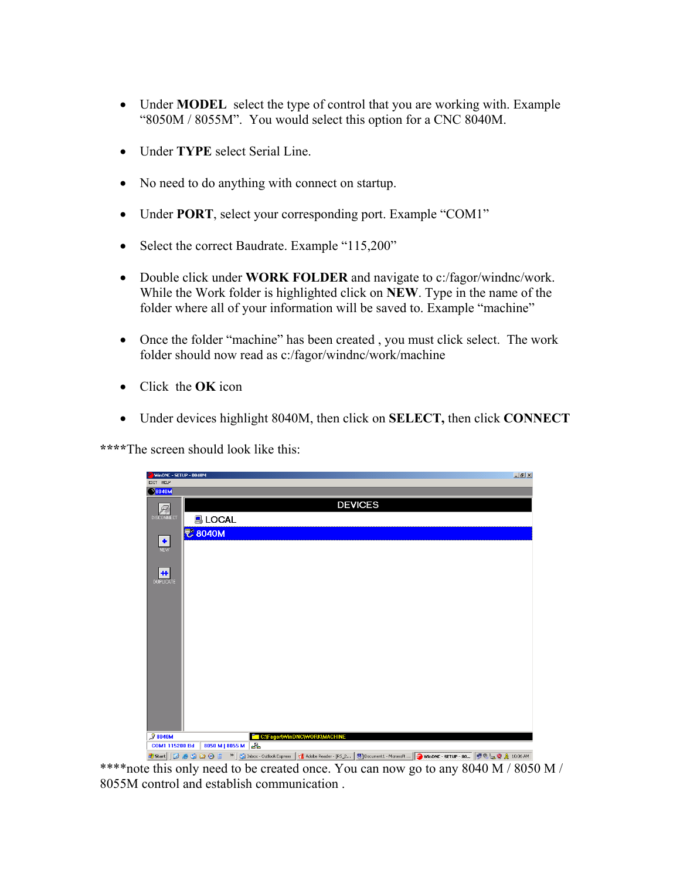- Under **MODEL** select the type of control that you are working with. Example "8050M / 8055M". You would select this option for a CNC 8040M.

- Under **TYPE** select Serial Line.

- No need to do anything with connect on startup.

- Under **PORT**, select your corresponding port. Example "COM1"

- Select the correct Baudrate. Example "115,200"

- Double click under **WORK FOLDER** and navigate to c:/fagor/windnc/work. While the Work folder is highlighted click on **NEW**. Type in the name of the folder where all of your information will be saved to. Example "machine"

- Once the folder "machine" has been created , you must click select. The work folder should now read as c:/fagor/windnc/work/machine

- Click the **OK** icon

- Under devices highlight 8040M, then click on **SELECT,** then click **CONNECT**

****The screen should look like this:

****note this only need to be created once. You can now go to any 8040 M / 8050 M / 8055M control and establish communication .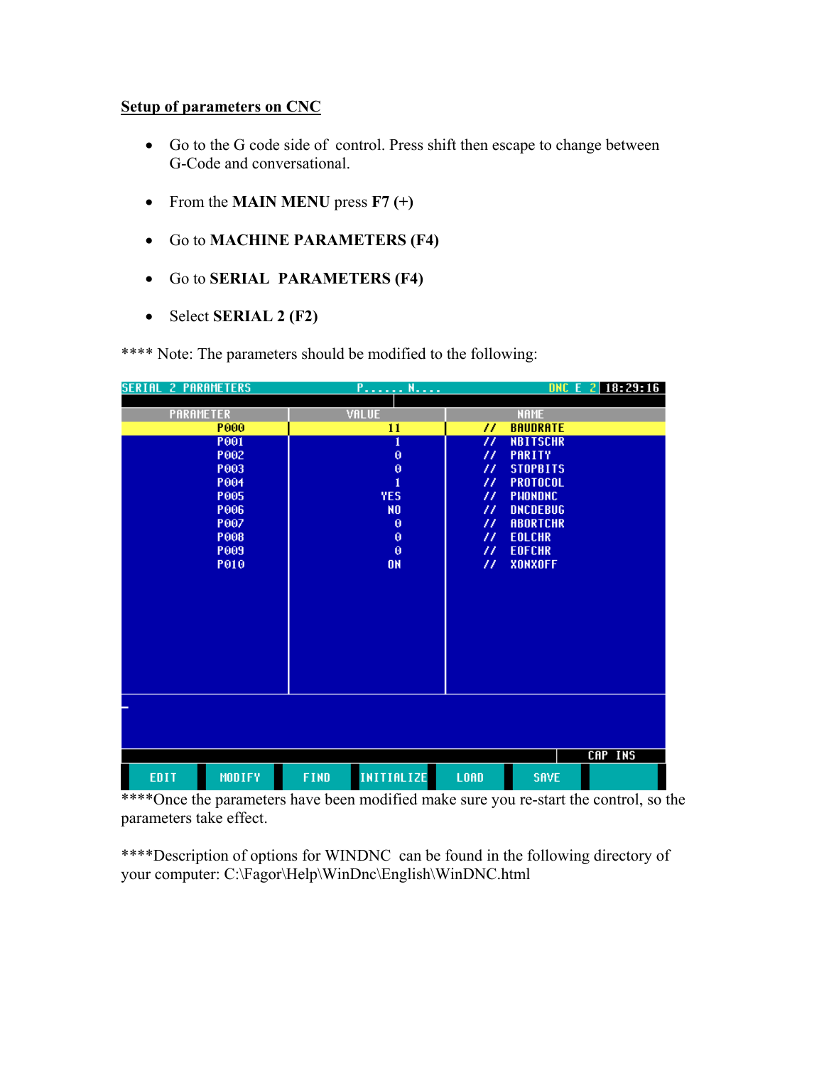**Setup of parameters on CNC**

- Go to the G code side of control. Press shift then escape to change between G-Code and conversational.
- From the **MAIN MENU** press **F7 (+)**
- Go to **MACHINE PARAMETERS (F4)**
- Go to **SERIAL PARAMETERS (F4)**
- Select **SERIAL 2 (F2)**

**** Note: The parameters should be modified to the following:

SERIAL 2 PARAMETERS P...... N.... DNC E 2 18:29:16

| PARAMETER | VALUE | NAME |
|---|---|---|
| P000 | 11 | // BAUDRATE |
| P001 | 1 | // NBITSCHR |
| P002 | 0 | // PARITY |
| P003 | 0 | // STOPBITS |
| P004 | 1 | // PROTOCOL |
| P005 | YES | // PWONDNC |
| P006 | NO | // DNCDEBUG |
| P007 | 0 | // ABORTCHR |
| P008 | 0 | // EOLCHR |
| P009 | 0 | // EOFCHR |
| P010 | ON | // XONXOFF |

CAP INS

EDIT MODIFY FIND INITIALIZE LOAD SAVE

****Once the parameters have been modified make sure you re-start the control, so the parameters take effect.

****Description of options for WINDNC can be found in the following directory of your computer: C:\Fagor\Help\WinDnc\English\WinDNC.html